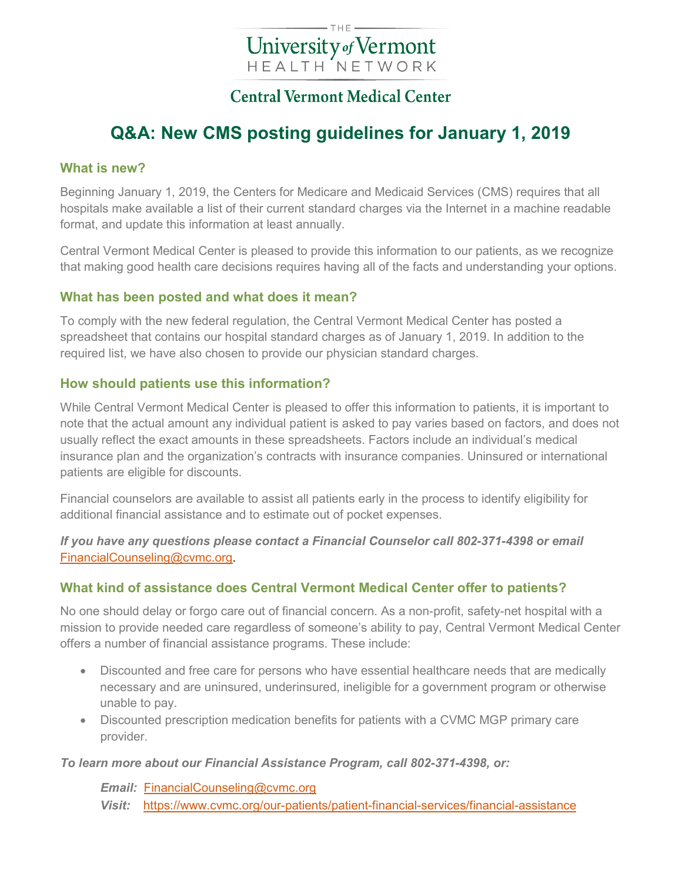THE
University of Vermont
HEALTH NETWORK

Central Vermont Medical Center

# Q&A: New CMS posting guidelines for January 1, 2019

## What is new?

Beginning January 1, 2019, the Centers for Medicare and Medicaid Services (CMS) requires that all hospitals make available a list of their current standard charges via the Internet in a machine readable format, and update this information at least annually.

Central Vermont Medical Center is pleased to provide this information to our patients, as we recognize that making good health care decisions requires having all of the facts and understanding your options.

## What has been posted and what does it mean?

To comply with the new federal regulation, the Central Vermont Medical Center has posted a spreadsheet that contains our hospital standard charges as of January 1, 2019. In addition to the required list, we have also chosen to provide our physician standard charges.

## How should patients use this information?

While Central Vermont Medical Center is pleased to offer this information to patients, it is important to note that the actual amount any individual patient is asked to pay varies based on factors, and does not usually reflect the exact amounts in these spreadsheets. Factors include an individual's medical insurance plan and the organization's contracts with insurance companies. Uninsured or international patients are eligible for discounts.

Financial counselors are available to assist all patients early in the process to identify eligibility for additional financial assistance and to estimate out of pocket expenses.

***If you have any questions please contact a Financial Counselor call 802-371-4398 or email*** FinancialCounseling@cvmc.org.

## What kind of assistance does Central Vermont Medical Center offer to patients?

No one should delay or forgo care out of financial concern. As a non-profit, safety-net hospital with a mission to provide needed care regardless of someone's ability to pay, Central Vermont Medical Center offers a number of financial assistance programs. These include:

- Discounted and free care for persons who have essential healthcare needs that are medically necessary and are uninsured, underinsured, ineligible for a government program or otherwise unable to pay.
- Discounted prescription medication benefits for patients with a CVMC MGP primary care provider.

***To learn more about our Financial Assistance Program, call 802-371-4398, or:***

***Email:*** FinancialCounseling@cvmc.org
***Visit:*** https://www.cvmc.org/our-patients/patient-financial-services/financial-assistance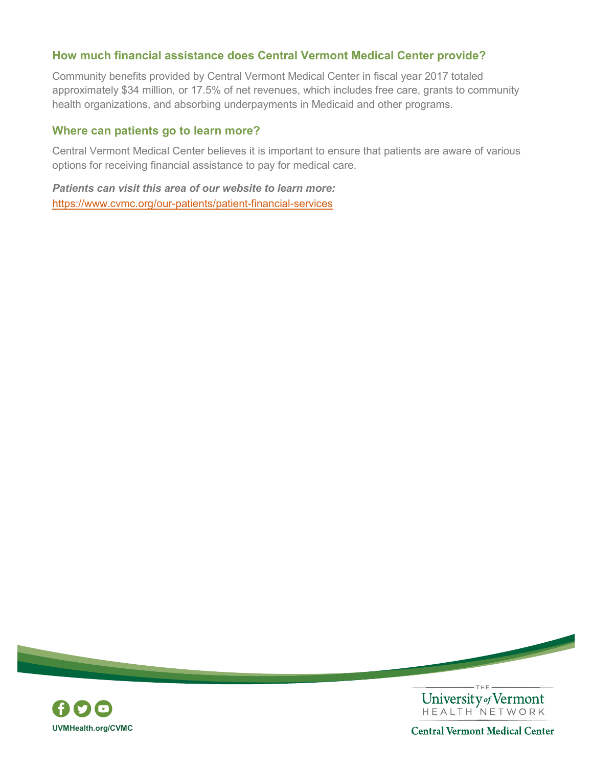## How much financial assistance does Central Vermont Medical Center provide?

Community benefits provided by Central Vermont Medical Center in fiscal year 2017 totaled approximately $34 million, or 17.5% of net revenues, which includes free care, grants to community health organizations, and absorbing underpayments in Medicaid and other programs.

## Where can patients go to learn more?

Central Vermont Medical Center believes it is important to ensure that patients are aware of various options for receiving financial assistance to pay for medical care.

***Patients can visit this area of our website to learn more:***
https://www.cvmc.org/our-patients/patient-financial-services

UVMHealth.org/CVMC

THE University of Vermont HEALTH NETWORK

Central Vermont Medical Center